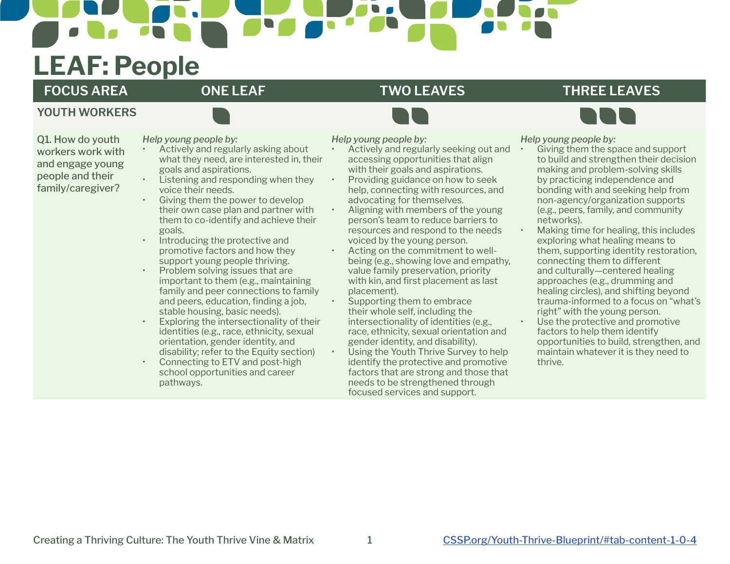# LEAF: People

| FOCUS AREA | ONE LEAF | TWO LEAVES | THREE LEAVES |
|---|---|---|---|
| **YOUTH WORKERS** | | | |
| Q1. How do youth workers work with and engage young people and their family/caregiver? | *Help young people by:*<br>• Actively and regularly asking about what they need, are interested in, their goals and aspirations.<br>• Listening and responding when they voice their needs.<br>• Giving them the power to develop their own case plan and partner with them to co-identify and achieve their goals.<br>• Introducing the protective and promotive factors and how they support young people thriving.<br>• Problem solving issues that are important to them (e.g., maintaining family and peer connections to family and peers, education, finding a job, stable housing, basic needs).<br>• Exploring the intersectionality of their identities (e.g., race, ethnicity, sexual orientation, gender identity, and disability; refer to the Equity section)<br>• Connecting to ETV and post-high school opportunities and career pathways. | *Help young people by:*<br>• Actively and regularly seeking out and accessing opportunities that align with their goals and aspirations.<br>• Providing guidance on how to seek help, connecting with resources, and advocating for themselves.<br>• Aligning with members of the young person's team to reduce barriers to resources and respond to the needs voiced by the young person.<br>• Acting on the commitment to well-being (e.g., showing love and empathy, value family preservation, priority with kin, and first placement as last placement).<br>• Supporting them to embrace their whole self, including the intersectionality of identities (e.g., race, ethnicity, sexual orientation and gender identity, and disability).<br>• Using the Youth Thrive Survey to help identify the protective and promotive factors that are strong and those that needs to be strengthened through focused services and support. | *Help young people by:*<br>• Giving them the space and support to build and strengthen their decision making and problem-solving skills by practicing independence and bonding with and seeking help from non-agency/organization supports (e.g., peers, family, and community networks).<br>• Making time for healing, this includes exploring what healing means to them, supporting identity restoration, connecting them to different and culturally—centered healing approaches (e.g., drumming and healing circles), and shifting beyond trauma-informed to a focus on "what's right" with the young person.<br>• Use the protective and promotive factors to help them identify opportunities to build, strengthen, and maintain whatever it is they need to thrive. |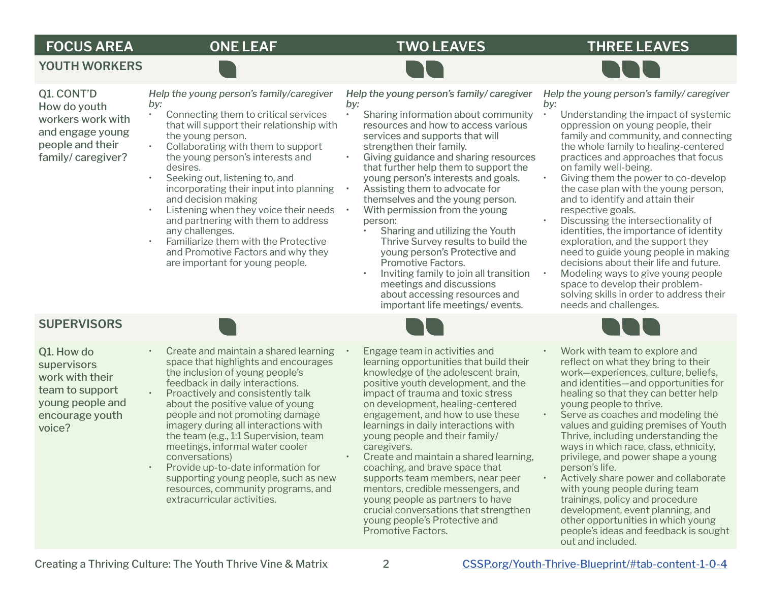| FOCUS AREA | ONE LEAF | TWO LEAVES | THREE LEAVES |
|---|---|---|---|
| **YOUTH WORKERS** | | | |
| Q1. CONT'D How do youth workers work with and engage young people and their family/ caregiver? | *Help the young person's family/caregiver by:*<br>• Connecting them to critical services that will support their relationship with the young person.<br>• Collaborating with them to support the young person's interests and desires.<br>• Seeking out, listening to, and incorporating their input into planning and decision making<br>• Listening when they voice their needs and partnering with them to address any challenges.<br>• Familiarize them with the Protective and Promotive Factors and why they are important for young people. | *Help the young person's family/ caregiver by:*<br>• Sharing information about community resources and how to access various services and supports that will strengthen their family.<br>• Giving guidance and sharing resources that further help them to support the young person's interests and goals.<br>• Assisting them to advocate for themselves and the young person.<br>• With permission from the young person:<br>&nbsp;&nbsp;◦ Sharing and utilizing the Youth Thrive Survey results to build the young person's Protective and Promotive Factors.<br>&nbsp;&nbsp;◦ Inviting family to join all transition meetings and discussions about accessing resources and important life meetings/ events. | *Help the young person's family/ caregiver by:*<br>• Understanding the impact of systemic oppression on young people, their family and community, and connecting the whole family to healing-centered practices and approaches that focus on family well-being.<br>• Giving them the power to co-develop the case plan with the young person, and to identify and attain their respective goals.<br>• Discussing the intersectionality of identities, the importance of identity exploration, and the support they need to guide young people in making decisions about their life and future.<br>• Modeling ways to give young people space to develop their problem-solving skills in order to address their needs and challenges. |
| **SUPERVISORS** | | | |
| Q1. How do supervisors work with their team to support young people and encourage youth voice? | • Create and maintain a shared learning space that highlights and encourages the inclusion of young people's feedback in daily interactions.<br>• Proactively and consistently talk about the positive value of young people and not promoting damage imagery during all interactions with the team (e.g., 1:1 Supervision, team meetings, informal water cooler conversations)<br>• Provide up-to-date information for supporting young people, such as new resources, community programs, and extracurricular activities. | • Engage team in activities and learning opportunities that build their knowledge of the adolescent brain, positive youth development, and the impact of trauma and toxic stress on development, healing-centered engagement, and how to use these learnings in daily interactions with young people and their family/ caregivers.<br>• Create and maintain a shared learning, coaching, and brave space that supports team members, near peer mentors, credible messengers, and young people as partners to have crucial conversations that strengthen young people's Protective and Promotive Factors. | • Work with team to explore and reflect on what they bring to their work—experiences, culture, beliefs, and identities—and opportunities for healing so that they can better help young people to thrive.<br>• Serve as coaches and modeling the values and guiding premises of Youth Thrive, including understanding the ways in which race, class, ethnicity, privilege, and power shape a young person's life.<br>• Actively share power and collaborate with young people during team trainings, policy and procedure development, event planning, and other opportunities in which young people's ideas and feedback is sought out and included. |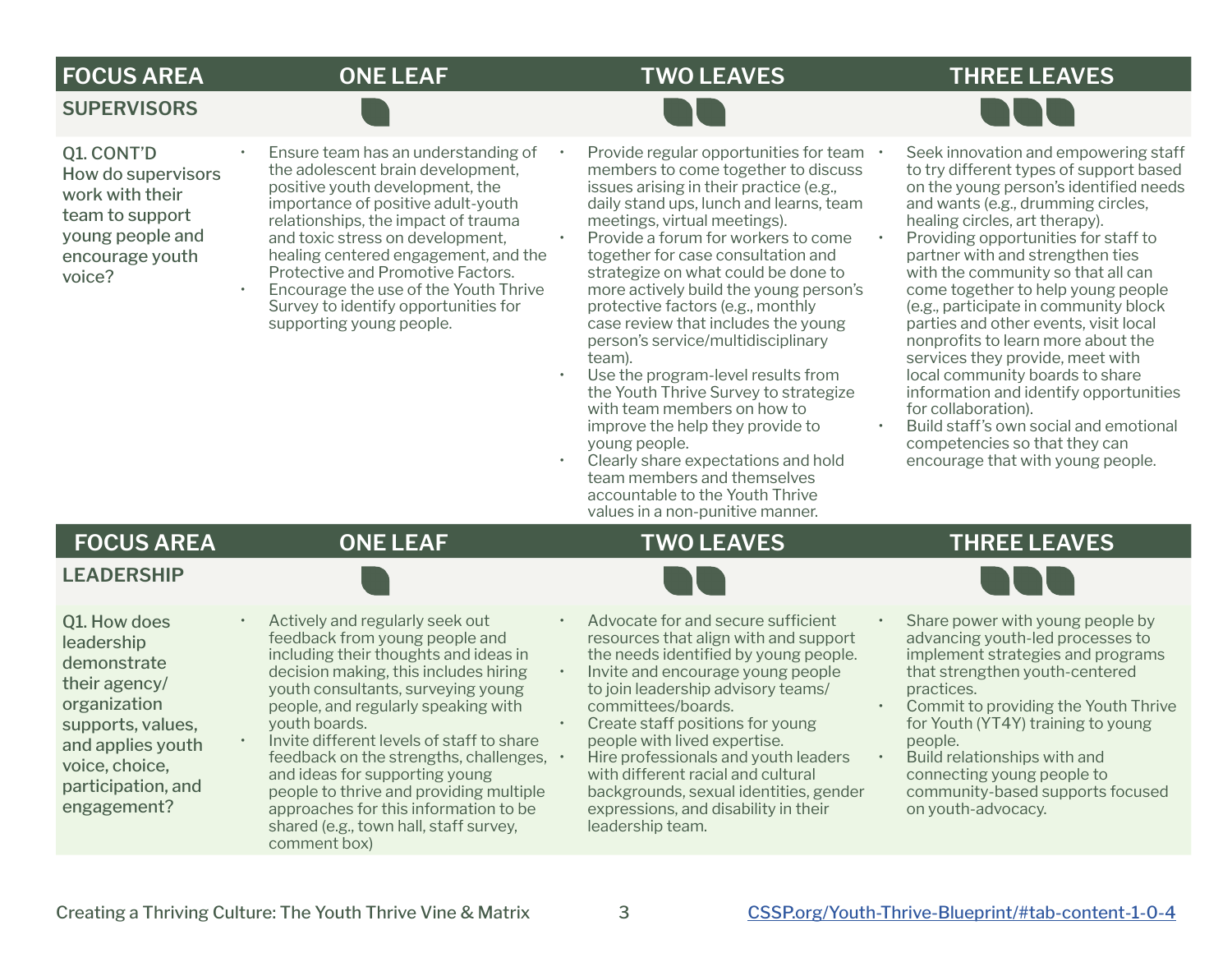| FOCUS AREA | ONE LEAF | TWO LEAVES | THREE LEAVES |
|---|---|---|---|
| **SUPERVISORS** | | | |
| Q1. CONT'D How do supervisors work with their team to support young people and encourage youth voice? | • Ensure team has an understanding of the adolescent brain development, positive youth development, the importance of positive adult-youth relationships, the impact of trauma and toxic stress on development, healing centered engagement, and the Protective and Promotive Factors.<br>• Encourage the use of the Youth Thrive Survey to identify opportunities for supporting young people. | • Provide regular opportunities for team members to come together to discuss issues arising in their practice (e.g., daily stand ups, lunch and learns, team meetings, virtual meetings).<br>• Provide a forum for workers to come together for case consultation and strategize on what could be done to more actively build the young person's protective factors (e.g., monthly case review that includes the young person's service/multidisciplinary team).<br>• Use the program-level results from the Youth Thrive Survey to strategize with team members on how to improve the help they provide to young people.<br>• Clearly share expectations and hold team members and themselves accountable to the Youth Thrive values in a non-punitive manner. | • Seek innovation and empowering staff to try different types of support based on the young person's identified needs and wants (e.g., drumming circles, healing circles, art therapy).<br>• Providing opportunities for staff to partner with and strengthen ties with the community so that all can come together to help young people (e.g., participate in community block parties and other events, visit local nonprofits to learn more about the services they provide, meet with local community boards to share information and identify opportunities for collaboration).<br>• Build staff's own social and emotional competencies so that they can encourage that with young people. |

| FOCUS AREA | ONE LEAF | TWO LEAVES | THREE LEAVES |
|---|---|---|---|
| **LEADERSHIP** | | | |
| Q1. How does leadership demonstrate their agency/ organization supports, values, and applies youth voice, choice, participation, and engagement? | • Actively and regularly seek out feedback from young people and including their thoughts and ideas in decision making, this includes hiring youth consultants, surveying young people, and regularly speaking with youth boards.<br>• Invite different levels of staff to share feedback on the strengths, challenges, and ideas for supporting young people to thrive and providing multiple approaches for this information to be shared (e.g., town hall, staff survey, comment box) | • Advocate for and secure sufficient resources that align with and support the needs identified by young people.<br>• Invite and encourage young people to join leadership advisory teams/ committees/boards.<br>• Create staff positions for young people with lived expertise.<br>• Hire professionals and youth leaders with different racial and cultural backgrounds, sexual identities, gender expressions, and disability in their leadership team. | • Share power with young people by advancing youth-led processes to implement strategies and programs that strengthen youth-centered practices.<br>• Commit to providing the Youth Thrive for Youth (YT4Y) training to young people.<br>• Build relationships with and connecting young people to community-based supports focused on youth-advocacy. |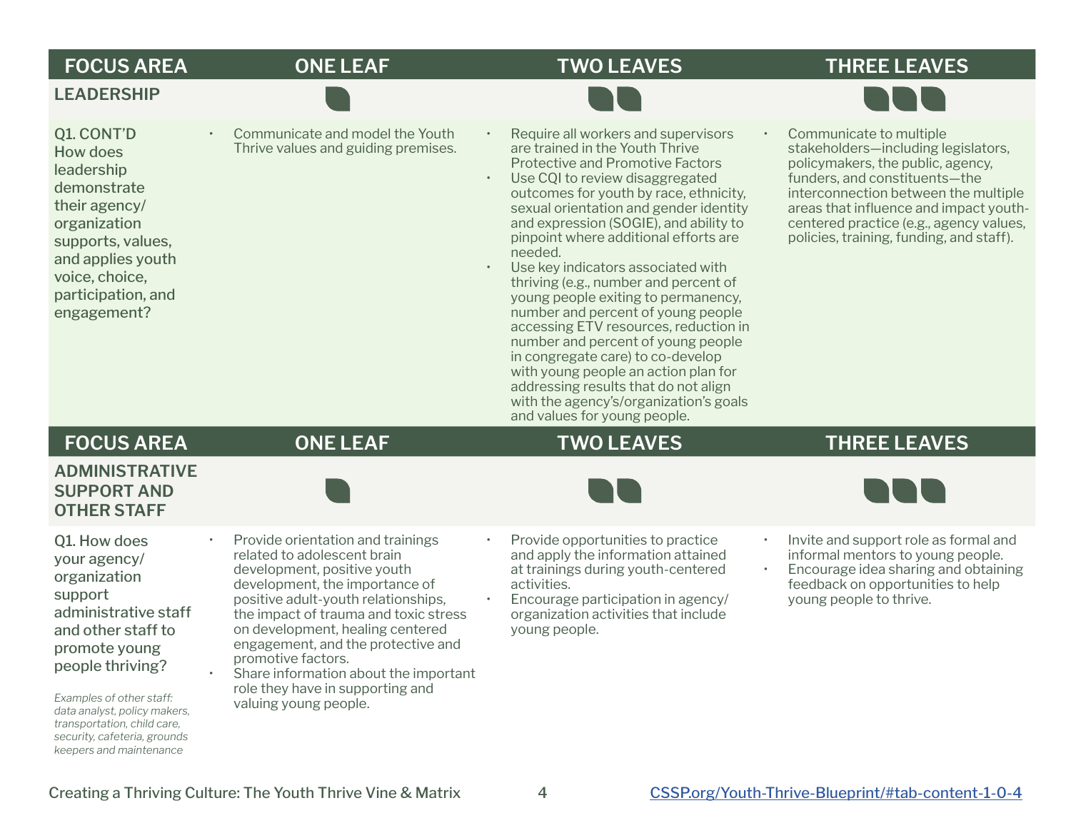| FOCUS AREA | ONE LEAF | TWO LEAVES | THREE LEAVES |
|---|---|---|---|
| **LEADERSHIP** | | | |
| Q1. CONT'D How does leadership demonstrate their agency/ organization supports, values, and applies youth voice, choice, participation, and engagement? | • Communicate and model the Youth Thrive values and guiding premises. | • Require all workers and supervisors are trained in the Youth Thrive Protective and Promotive Factors<br>• Use CQI to review disaggregated outcomes for youth by race, ethnicity, sexual orientation and gender identity and expression (SOGIE), and ability to pinpoint where additional efforts are needed.<br>• Use key indicators associated with thriving (e.g., number and percent of young people exiting to permanency, number and percent of young people accessing ETV resources, reduction in number and percent of young people in congregate care) to co-develop with young people an action plan for addressing results that do not align with the agency's/organization's goals and values for young people. | • Communicate to multiple stakeholders—including legislators, policymakers, the public, agency, funders, and constituents—the interconnection between the multiple areas that influence and impact youth-centered practice (e.g., agency values, policies, training, funding, and staff). |

| FOCUS AREA | ONE LEAF | TWO LEAVES | THREE LEAVES |
|---|---|---|---|
| **ADMINISTRATIVE SUPPORT AND OTHER STAFF** | | | |
| Q1. How does your agency/ organization support administrative staff and other staff to promote young people thriving?<br><br>*Examples of other staff: data analyst, policy makers, transportation, child care, security, cafeteria, grounds keepers and maintenance* | • Provide orientation and trainings related to adolescent brain development, positive youth development, the importance of positive adult-youth relationships, the impact of trauma and toxic stress on development, healing centered engagement, and the protective and promotive factors.<br>• Share information about the important role they have in supporting and valuing young people. | • Provide opportunities to practice and apply the information attained at trainings during youth-centered activities.<br>• Encourage participation in agency/ organization activities that include young people. | • Invite and support role as formal and informal mentors to young people.<br>• Encourage idea sharing and obtaining feedback on opportunities to help young people to thrive. |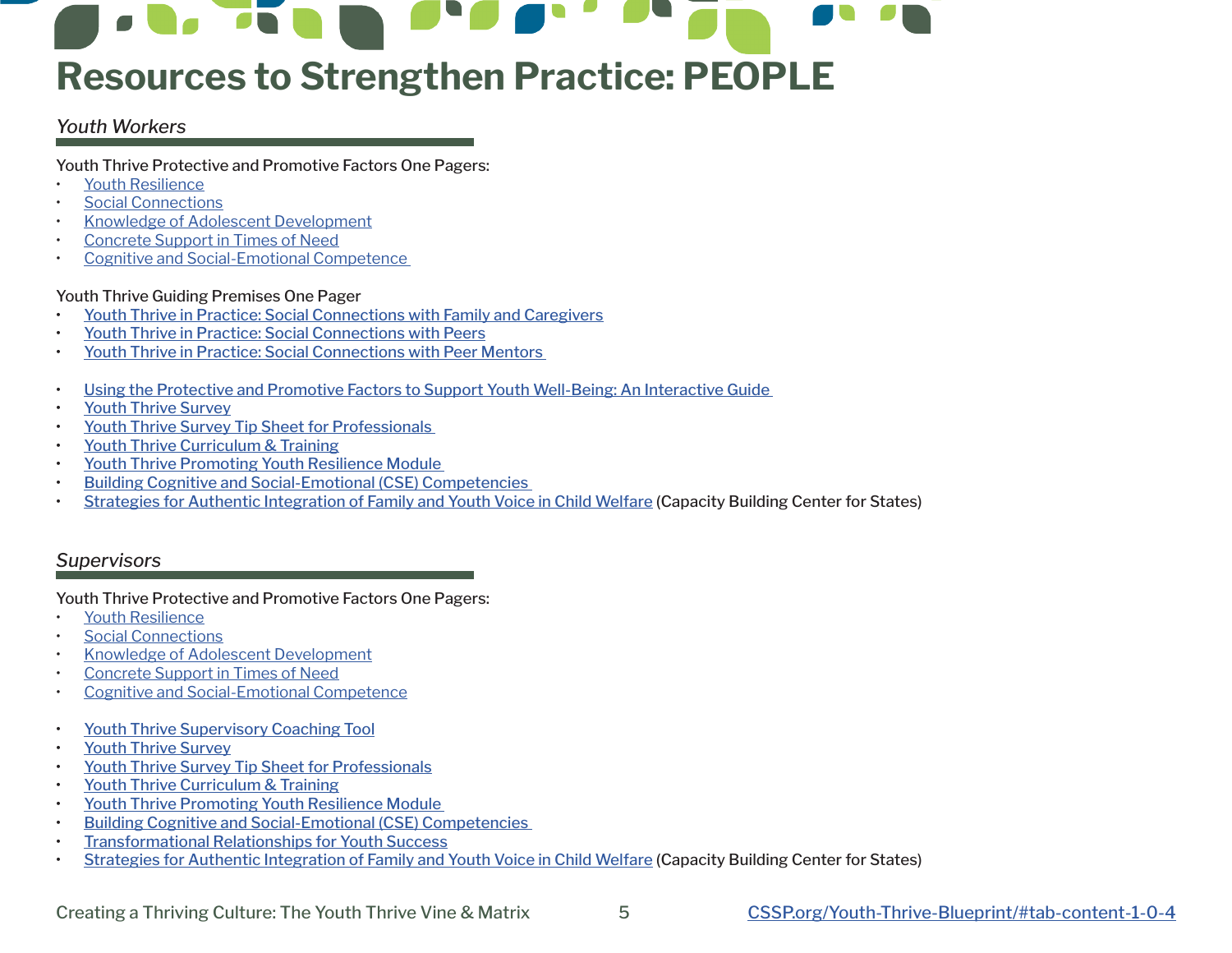# Resources to Strengthen Practice: PEOPLE

## *Youth Workers*

Youth Thrive Protective and Promotive Factors One Pagers:

- Youth Resilience
- Social Connections
- Knowledge of Adolescent Development
- Concrete Support in Times of Need
- Cognitive and Social-Emotional Competence

Youth Thrive Guiding Premises One Pager

- Youth Thrive in Practice: Social Connections with Family and Caregivers
- Youth Thrive in Practice: Social Connections with Peers
- Youth Thrive in Practice: Social Connections with Peer Mentors

- Using the Protective and Promotive Factors to Support Youth Well-Being: An Interactive Guide
- Youth Thrive Survey
- Youth Thrive Survey Tip Sheet for Professionals
- Youth Thrive Curriculum & Training
- Youth Thrive Promoting Youth Resilience Module
- Building Cognitive and Social-Emotional (CSE) Competencies
- Strategies for Authentic Integration of Family and Youth Voice in Child Welfare (Capacity Building Center for States)

## *Supervisors*

Youth Thrive Protective and Promotive Factors One Pagers:

- Youth Resilience
- Social Connections
- Knowledge of Adolescent Development
- Concrete Support in Times of Need
- Cognitive and Social-Emotional Competence

- Youth Thrive Supervisory Coaching Tool
- Youth Thrive Survey
- Youth Thrive Survey Tip Sheet for Professionals
- Youth Thrive Curriculum & Training
- Youth Thrive Promoting Youth Resilience Module
- Building Cognitive and Social-Emotional (CSE) Competencies
- Transformational Relationships for Youth Success
- Strategies for Authentic Integration of Family and Youth Voice in Child Welfare (Capacity Building Center for States)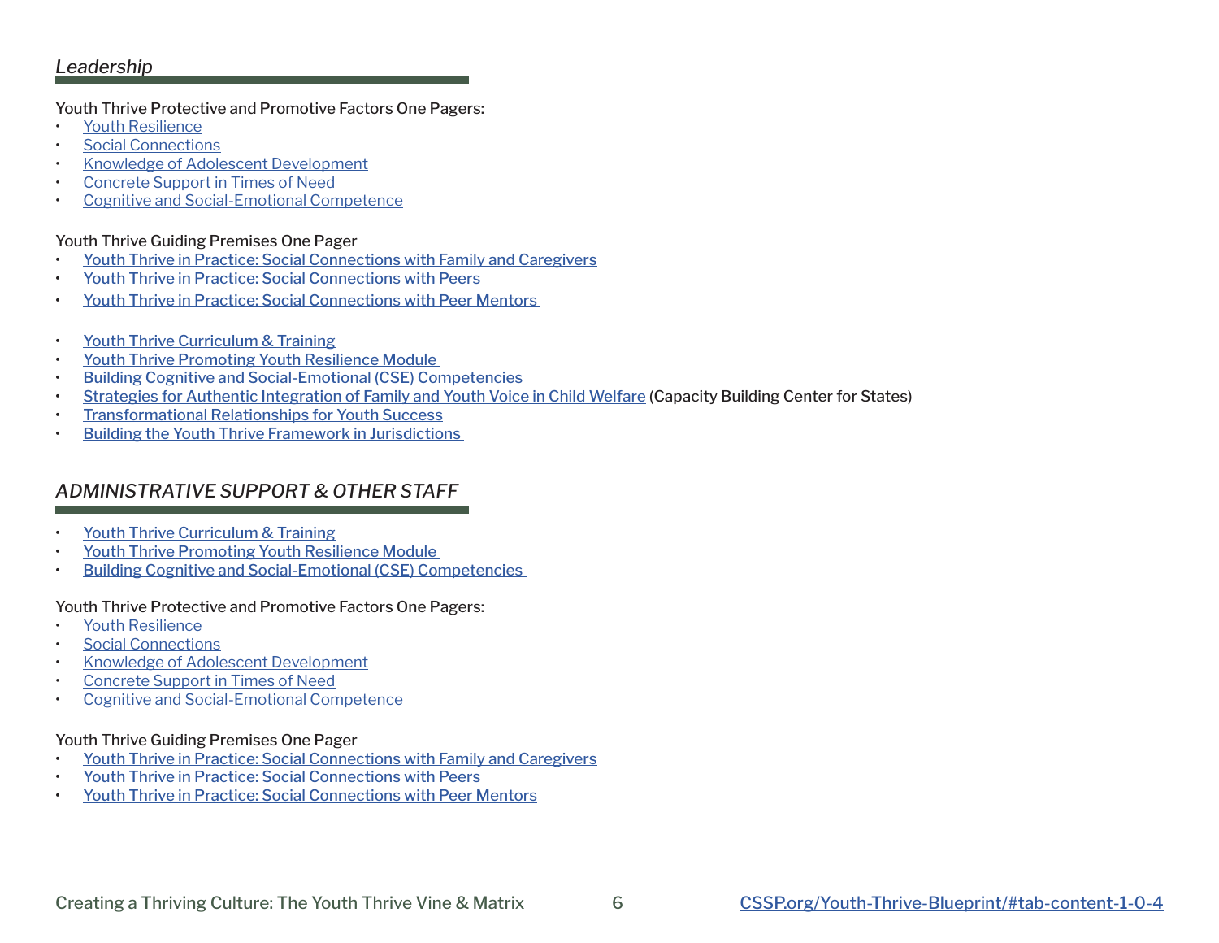## *Leadership*

Youth Thrive Protective and Promotive Factors One Pagers:

- Youth Resilience
- Social Connections
- Knowledge of Adolescent Development
- Concrete Support in Times of Need
- Cognitive and Social-Emotional Competence

Youth Thrive Guiding Premises One Pager

- Youth Thrive in Practice: Social Connections with Family and Caregivers
- Youth Thrive in Practice: Social Connections with Peers
- Youth Thrive in Practice: Social Connections with Peer Mentors

- Youth Thrive Curriculum & Training
- Youth Thrive Promoting Youth Resilience Module
- Building Cognitive and Social-Emotional (CSE) Competencies
- Strategies for Authentic Integration of Family and Youth Voice in Child Welfare (Capacity Building Center for States)
- Transformational Relationships for Youth Success
- Building the Youth Thrive Framework in Jurisdictions

## *ADMINISTRATIVE SUPPORT & OTHER STAFF*

- Youth Thrive Curriculum & Training
- Youth Thrive Promoting Youth Resilience Module
- Building Cognitive and Social-Emotional (CSE) Competencies

Youth Thrive Protective and Promotive Factors One Pagers:

- Youth Resilience
- Social Connections
- Knowledge of Adolescent Development
- Concrete Support in Times of Need
- Cognitive and Social-Emotional Competence

Youth Thrive Guiding Premises One Pager

- Youth Thrive in Practice: Social Connections with Family and Caregivers
- Youth Thrive in Practice: Social Connections with Peers
- Youth Thrive in Practice: Social Connections with Peer Mentors